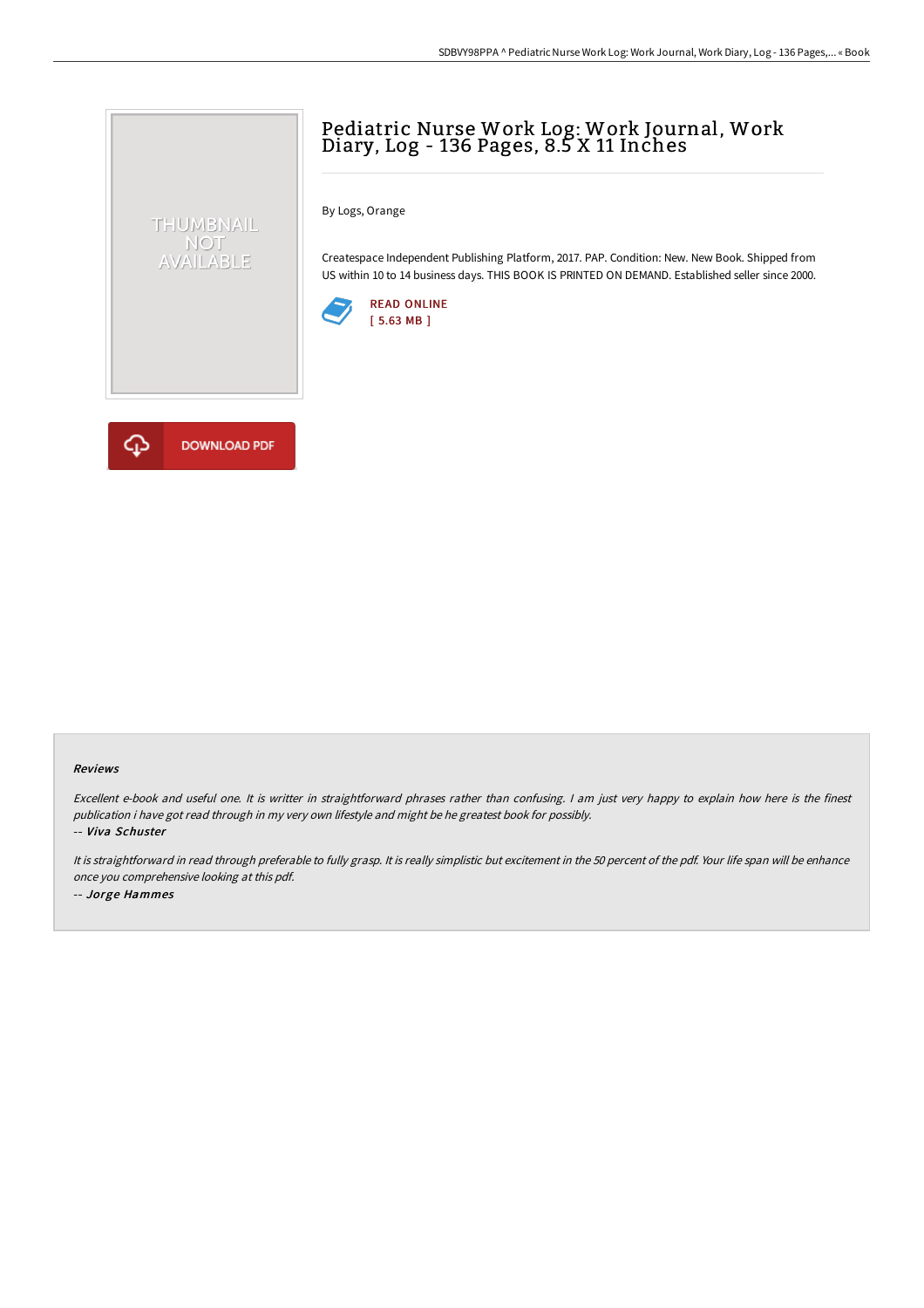# Pediatric Nurse Work Log: Work Journal, Work Diary, Log - 136 Pages, 8.5 X 11 Inches

By Logs, Orange

Createspace Independent Publishing Platform, 2017. PAP. Condition: New. New Book. Shipped from US within 10 to 14 business days. THIS BOOK IS PRINTED ON DEMAND. Established seller since 2000.

READ ONLINE
[ 5.63 MB ]

DOWNLOAD PDF

### Reviews

*Excellent e-book and useful one. It is writter in straightforward phrases rather than confusing. I am just very happy to explain how here is the finest publication i have got read through in my very own lifestyle and might be he greatest book for possibly.*

*-- Viva Schuster*

*It is straightforward in read through preferable to fully grasp. It is really simplistic but excitement in the 50 percent of the pdf. Your life span will be enhance once you comprehensive looking at this pdf.*

*-- Jorge Hammes*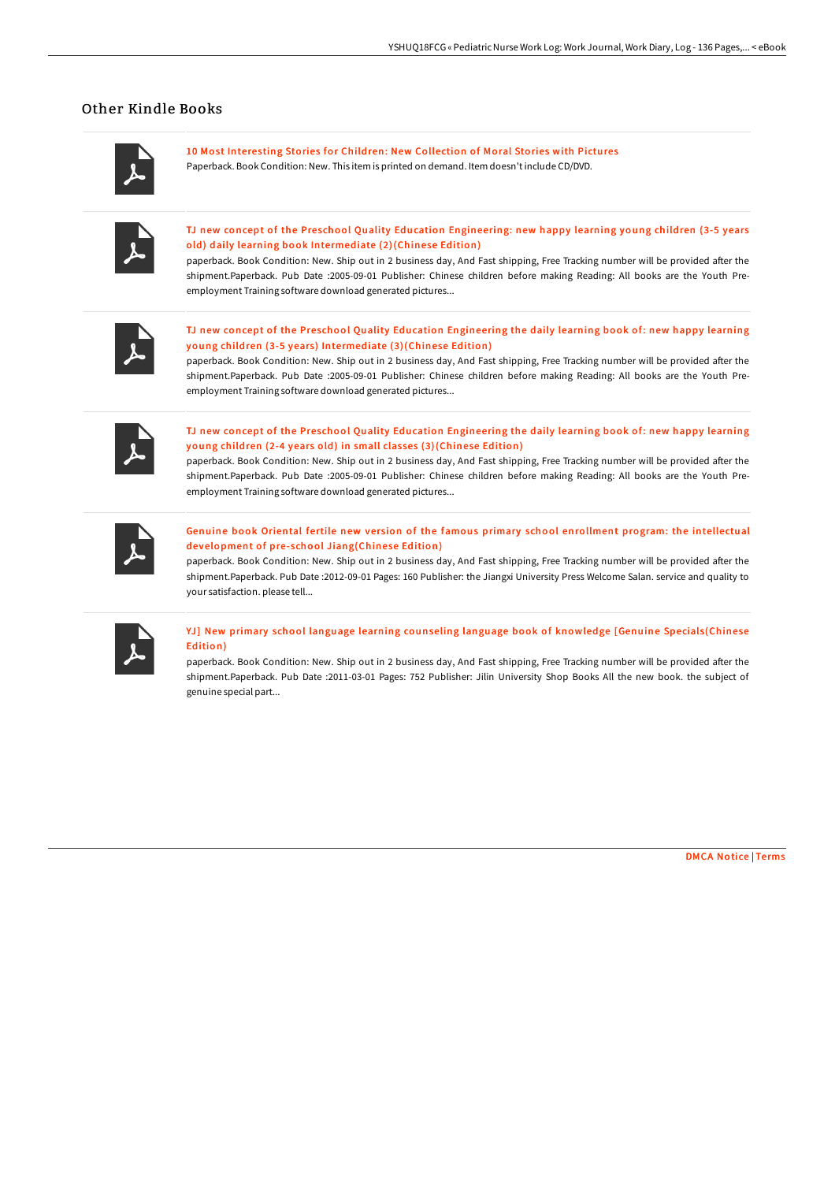## Other Kindle Books

10 Most Interesting Stories for Children: New Collection of Moral Stories with Pictures

Paperback. Book Condition: New. This item is printed on demand. Item doesn't include CD/DVD.

TJ new concept of the Preschool Quality Education Engineering: new happy learning young children (3-5 years old) daily learning book Intermediate (2)(Chinese Edition)

paperback. Book Condition: New. Ship out in 2 business day, And Fast shipping, Free Tracking number will be provided after the shipment.Paperback. Pub Date :2005-09-01 Publisher: Chinese children before making Reading: All books are the Youth Pre-employment Training software download generated pictures...

TJ new concept of the Preschool Quality Education Engineering the daily learning book of: new happy learning young children (3-5 years) Intermediate (3)(Chinese Edition)

paperback. Book Condition: New. Ship out in 2 business day, And Fast shipping, Free Tracking number will be provided after the shipment.Paperback. Pub Date :2005-09-01 Publisher: Chinese children before making Reading: All books are the Youth Pre-employment Training software download generated pictures...

TJ new concept of the Preschool Quality Education Engineering the daily learning book of: new happy learning young children (2-4 years old) in small classes (3)(Chinese Edition)

paperback. Book Condition: New. Ship out in 2 business day, And Fast shipping, Free Tracking number will be provided after the shipment.Paperback. Pub Date :2005-09-01 Publisher: Chinese children before making Reading: All books are the Youth Pre-employment Training software download generated pictures...

Genuine book Oriental fertile new version of the famous primary school enrollment program: the intellectual development of pre-school Jiang(Chinese Edition)

paperback. Book Condition: New. Ship out in 2 business day, And Fast shipping, Free Tracking number will be provided after the shipment.Paperback. Pub Date :2012-09-01 Pages: 160 Publisher: the Jiangxi University Press Welcome Salan. service and quality to your satisfaction. please tell...

YJ] New primary school language learning counseling language book of knowledge [Genuine Specials(Chinese Edition)

paperback. Book Condition: New. Ship out in 2 business day, And Fast shipping, Free Tracking number will be provided after the shipment.Paperback. Pub Date :2011-03-01 Pages: 752 Publisher: Jilin University Shop Books All the new book. the subject of genuine special part...